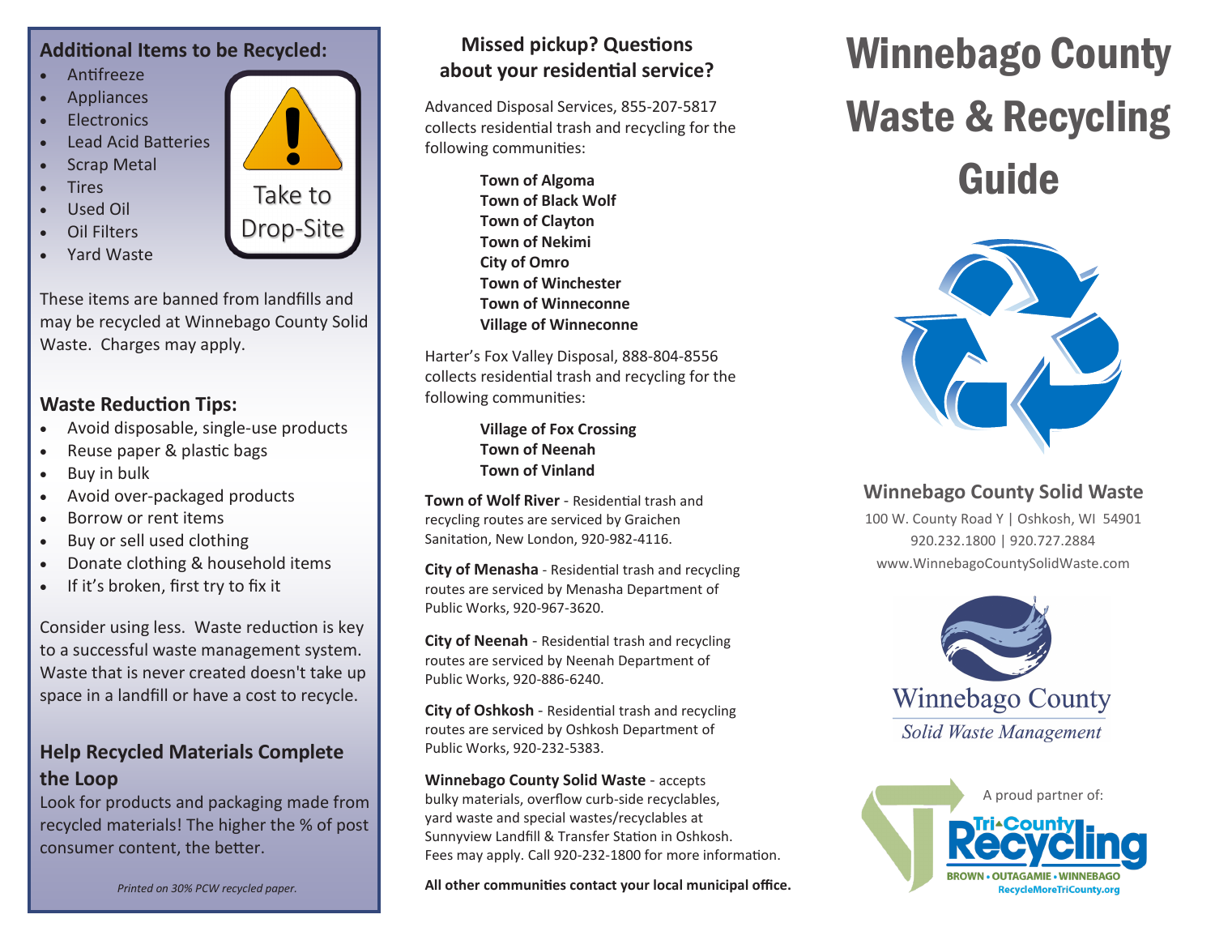## Additional Items to be Recycled:

- Antifreeze
- Appliances
- Electronics
- Lead Acid Batteries
- Scrap Metal
- Tires
- Used Oil
- Oil Filters
- Yard Waste

Take to Drop-Site

These items are banned from landfills and may be recycled at Winnebago County Solid Waste. Charges may apply.

## Waste Reduction Tips:

- Avoid disposable, single-use products
- Reuse paper & plastic bags
- Buy in bulk
- Avoid over-packaged products
- Borrow or rent items
- Buy or sell used clothing
- Donate clothing & household items
- If it's broken, first try to fix it

Consider using less. Waste reduction is key to a successful waste management system. Waste that is never created doesn't take up space in a landfill or have a cost to recycle.

## Help Recycled Materials Complete the Loop

Look for products and packaging made from recycled materials! The higher the % of post consumer content, the better.

*Printed on 30% PCW recycled paper.*

## Missed pickup? Questions about your residential service?

Advanced Disposal Services, 855-207-5817 collects residential trash and recycling for the following communities:

**Town of Algoma**
**Town of Black Wolf**
**Town of Clayton**
**Town of Nekimi**
**City of Omro**
**Town of Winchester**
**Town of Winneconne**
**Village of Winneconne**

Harter's Fox Valley Disposal, 888-804-8556 collects residential trash and recycling for the following communities:

**Village of Fox Crossing**
**Town of Neenah**
**Town of Vinland**

**Town of Wolf River** - Residential trash and recycling routes are serviced by Graichen Sanitation, New London, 920-982-4116.

**City of Menasha** - Residential trash and recycling routes are serviced by Menasha Department of Public Works, 920-967-3620.

**City of Neenah** - Residential trash and recycling routes are serviced by Neenah Department of Public Works, 920-886-6240.

**City of Oshkosh** - Residential trash and recycling routes are serviced by Oshkosh Department of Public Works, 920-232-5383.

**Winnebago County Solid Waste** - accepts bulky materials, overflow curb-side recyclables, yard waste and special wastes/recyclables at Sunnyview Landfill & Transfer Station in Oshkosh. Fees may apply. Call 920-232-1800 for more information.

**All other communities contact your local municipal office.**

# Winnebago County Waste & Recycling Guide

### Winnebago County Solid Waste

100 W. County Road Y | Oshkosh, WI 54901
920.232.1800 | 920.727.2884
www.WinnebagoCountySolidWaste.com

Winnebago County
*Solid Waste Management*

A proud partner of:
Tri-County Recycling
BROWN • OUTAGAMIE • WINNEBAGO
RecycleMoreTriCounty.org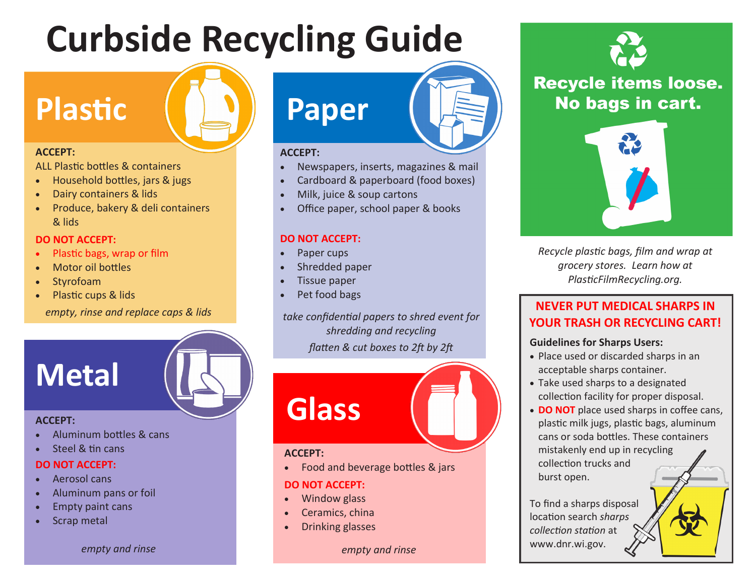# Curbside Recycling Guide

## Plastic

**ACCEPT:**

ALL Plastic bottles & containers

- Household bottles, jars & jugs
- Dairy containers & lids
- Produce, bakery & deli containers & lids

**DO NOT ACCEPT:**

- Plastic bags, wrap or film
- Motor oil bottles
- Styrofoam
- Plastic cups & lids

*empty, rinse and replace caps & lids*

## Metal

**ACCEPT:**

- Aluminum bottles & cans
- Steel & tin cans

**DO NOT ACCEPT:**

- Aerosol cans
- Aluminum pans or foil
- Empty paint cans
- Scrap metal

*empty and rinse*

## Paper

**ACCEPT:**

- Newspapers, inserts, magazines & mail
- Cardboard & paperboard (food boxes)
- Milk, juice & soup cartons
- Office paper, school paper & books

**DO NOT ACCEPT:**

- Paper cups
- Shredded paper
- Tissue paper
- Pet food bags

*take confidential papers to shred event for shredding and recycling*

*flatten & cut boxes to 2ft by 2ft*

## Glass

**ACCEPT:**

- Food and beverage bottles & jars

**DO NOT ACCEPT:**

- Window glass
- Ceramics, china
- Drinking glasses

*empty and rinse*

## Recycle items loose. No bags in cart.

*Recycle plastic bags, film and wrap at grocery stores. Learn how at PlasticFilmRecycling.org.*

## NEVER PUT MEDICAL SHARPS IN YOUR TRASH OR RECYCLING CART!

**Guidelines for Sharps Users:**

- Place used or discarded sharps in an acceptable sharps container.
- Take used sharps to a designated collection facility for proper disposal.
- **DO NOT** place used sharps in coffee cans, plastic milk jugs, plastic bags, aluminum cans or soda bottles. These containers mistakenly end up in recycling collection trucks and burst open.

To find a sharps disposal location search *sharps collection station* at www.dnr.wi.gov.